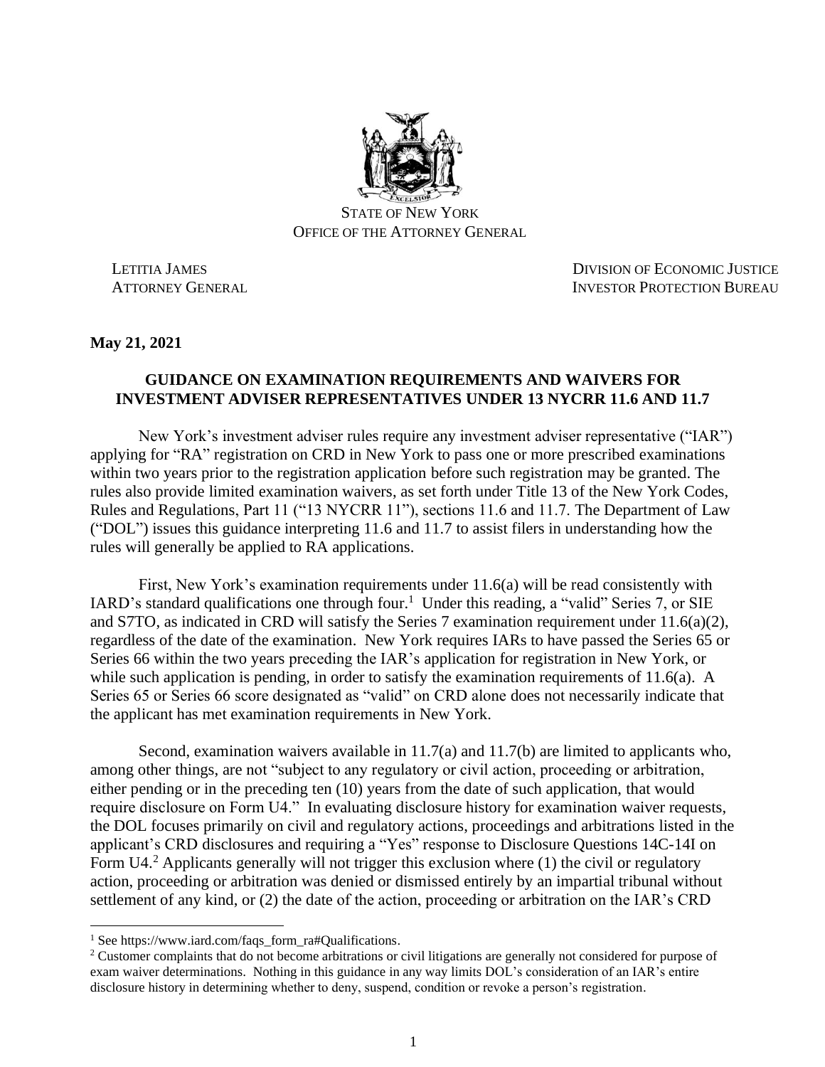STATE OF NEW YORK
OFFICE OF THE ATTORNEY GENERAL

LETITIA JAMES
ATTORNEY GENERAL

DIVISION OF ECONOMIC JUSTICE
INVESTOR PROTECTION BUREAU

**May 21, 2021**

**GUIDANCE ON EXAMINATION REQUIREMENTS AND WAIVERS FOR INVESTMENT ADVISER REPRESENTATIVES UNDER 13 NYCRR 11.6 AND 11.7**

New York's investment adviser rules require any investment adviser representative ("IAR") applying for "RA" registration on CRD in New York to pass one or more prescribed examinations within two years prior to the registration application before such registration may be granted. The rules also provide limited examination waivers, as set forth under Title 13 of the New York Codes, Rules and Regulations, Part 11 ("13 NYCRR 11"), sections 11.6 and 11.7. The Department of Law ("DOL") issues this guidance interpreting 11.6 and 11.7 to assist filers in understanding how the rules will generally be applied to RA applications.

First, New York's examination requirements under 11.6(a) will be read consistently with IARD's standard qualifications one through four.[1] Under this reading, a "valid" Series 7, or SIE and S7TO, as indicated in CRD will satisfy the Series 7 examination requirement under 11.6(a)(2), regardless of the date of the examination. New York requires IARs to have passed the Series 65 or Series 66 within the two years preceding the IAR's application for registration in New York, or while such application is pending, in order to satisfy the examination requirements of 11.6(a). A Series 65 or Series 66 score designated as "valid" on CRD alone does not necessarily indicate that the applicant has met examination requirements in New York.

Second, examination waivers available in 11.7(a) and 11.7(b) are limited to applicants who, among other things, are not "subject to any regulatory or civil action, proceeding or arbitration, either pending or in the preceding ten (10) years from the date of such application, that would require disclosure on Form U4." In evaluating disclosure history for examination waiver requests, the DOL focuses primarily on civil and regulatory actions, proceedings and arbitrations listed in the applicant's CRD disclosures and requiring a "Yes" response to Disclosure Questions 14C-14I on Form U4.[2] Applicants generally will not trigger this exclusion where (1) the civil or regulatory action, proceeding or arbitration was denied or dismissed entirely by an impartial tribunal without settlement of any kind, or (2) the date of the action, proceeding or arbitration on the IAR's CRD

---

[1] See https://www.iard.com/faqs_form_ra#Qualifications.

[2] Customer complaints that do not become arbitrations or civil litigations are generally not considered for purpose of exam waiver determinations. Nothing in this guidance in any way limits DOL's consideration of an IAR's entire disclosure history in determining whether to deny, suspend, condition or revoke a person's registration.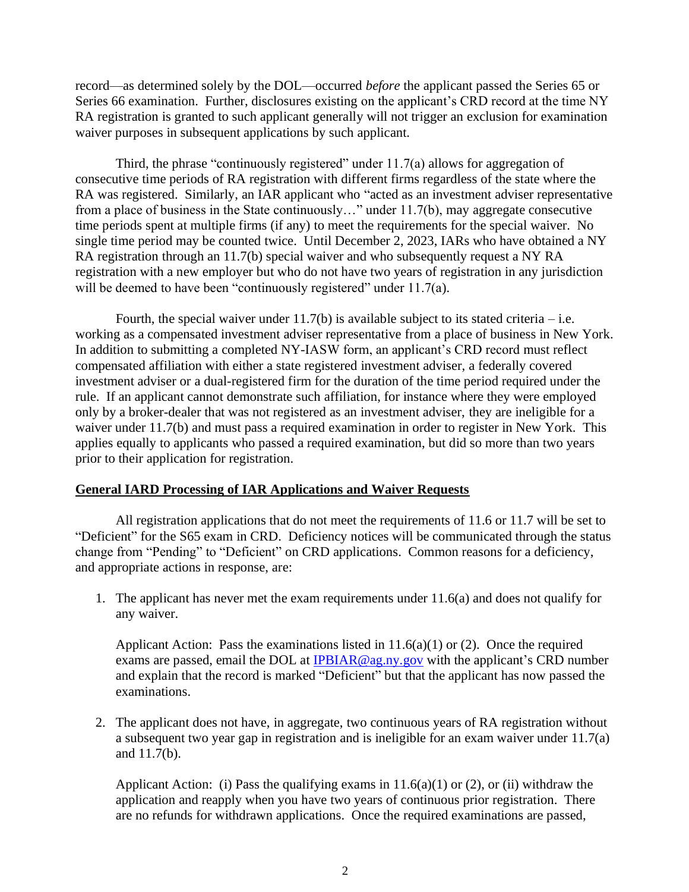record—as determined solely by the DOL—occurred *before* the applicant passed the Series 65 or Series 66 examination. Further, disclosures existing on the applicant's CRD record at the time NY RA registration is granted to such applicant generally will not trigger an exclusion for examination waiver purposes in subsequent applications by such applicant.

Third, the phrase "continuously registered" under 11.7(a) allows for aggregation of consecutive time periods of RA registration with different firms regardless of the state where the RA was registered. Similarly, an IAR applicant who "acted as an investment adviser representative from a place of business in the State continuously…" under 11.7(b), may aggregate consecutive time periods spent at multiple firms (if any) to meet the requirements for the special waiver. No single time period may be counted twice. Until December 2, 2023, IARs who have obtained a NY RA registration through an 11.7(b) special waiver and who subsequently request a NY RA registration with a new employer but who do not have two years of registration in any jurisdiction will be deemed to have been "continuously registered" under 11.7(a).

Fourth, the special waiver under 11.7(b) is available subject to its stated criteria – i.e. working as a compensated investment adviser representative from a place of business in New York. In addition to submitting a completed NY-IASW form, an applicant's CRD record must reflect compensated affiliation with either a state registered investment adviser, a federally covered investment adviser or a dual-registered firm for the duration of the time period required under the rule. If an applicant cannot demonstrate such affiliation, for instance where they were employed only by a broker-dealer that was not registered as an investment adviser, they are ineligible for a waiver under 11.7(b) and must pass a required examination in order to register in New York. This applies equally to applicants who passed a required examination, but did so more than two years prior to their application for registration.

## General IARD Processing of IAR Applications and Waiver Requests

All registration applications that do not meet the requirements of 11.6 or 11.7 will be set to "Deficient" for the S65 exam in CRD. Deficiency notices will be communicated through the status change from "Pending" to "Deficient" on CRD applications. Common reasons for a deficiency, and appropriate actions in response, are:

1. The applicant has never met the exam requirements under 11.6(a) and does not qualify for any waiver.

   Applicant Action: Pass the examinations listed in 11.6(a)(1) or (2). Once the required exams are passed, email the DOL at IPBIAR@ag.ny.gov with the applicant's CRD number and explain that the record is marked "Deficient" but that the applicant has now passed the examinations.

2. The applicant does not have, in aggregate, two continuous years of RA registration without a subsequent two year gap in registration and is ineligible for an exam waiver under 11.7(a) and 11.7(b).

   Applicant Action: (i) Pass the qualifying exams in 11.6(a)(1) or (2), or (ii) withdraw the application and reapply when you have two years of continuous prior registration. There are no refunds for withdrawn applications. Once the required examinations are passed,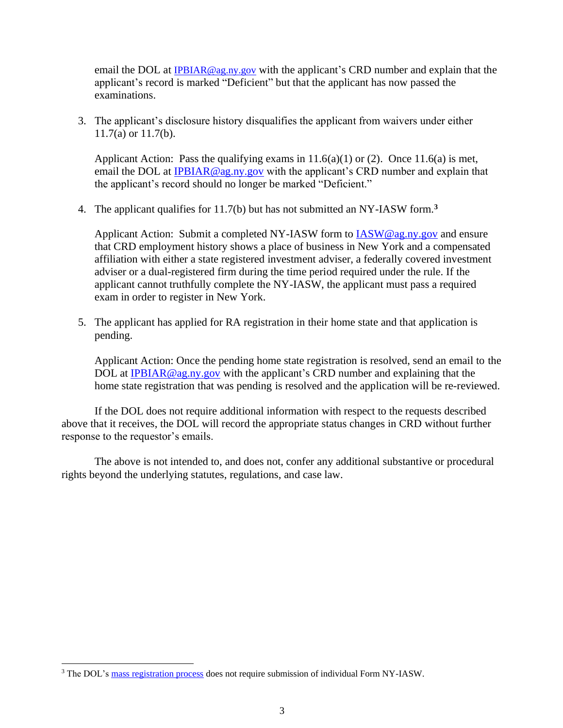email the DOL at IPBIAR@ag.ny.gov with the applicant's CRD number and explain that the applicant's record is marked "Deficient" but that the applicant has now passed the examinations.

3. The applicant's disclosure history disqualifies the applicant from waivers under either 11.7(a) or 11.7(b).

   Applicant Action: Pass the qualifying exams in 11.6(a)(1) or (2). Once 11.6(a) is met, email the DOL at IPBIAR@ag.ny.gov with the applicant's CRD number and explain that the applicant's record should no longer be marked "Deficient."

4. The applicant qualifies for 11.7(b) but has not submitted an NY-IASW form.[3]

   Applicant Action: Submit a completed NY-IASW form to IASW@ag.ny.gov and ensure that CRD employment history shows a place of business in New York and a compensated affiliation with either a state registered investment adviser, a federally covered investment adviser or a dual-registered firm during the time period required under the rule. If the applicant cannot truthfully complete the NY-IASW, the applicant must pass a required exam in order to register in New York.

5. The applicant has applied for RA registration in their home state and that application is pending.

   Applicant Action: Once the pending home state registration is resolved, send an email to the DOL at IPBIAR@ag.ny.gov with the applicant's CRD number and explaining that the home state registration that was pending is resolved and the application will be re-reviewed.

If the DOL does not require additional information with respect to the requests described above that it receives, the DOL will record the appropriate status changes in CRD without further response to the requestor's emails.

The above is not intended to, and does not, confer any additional substantive or procedural rights beyond the underlying statutes, regulations, and case law.

[3] The DOL's mass registration process does not require submission of individual Form NY-IASW.